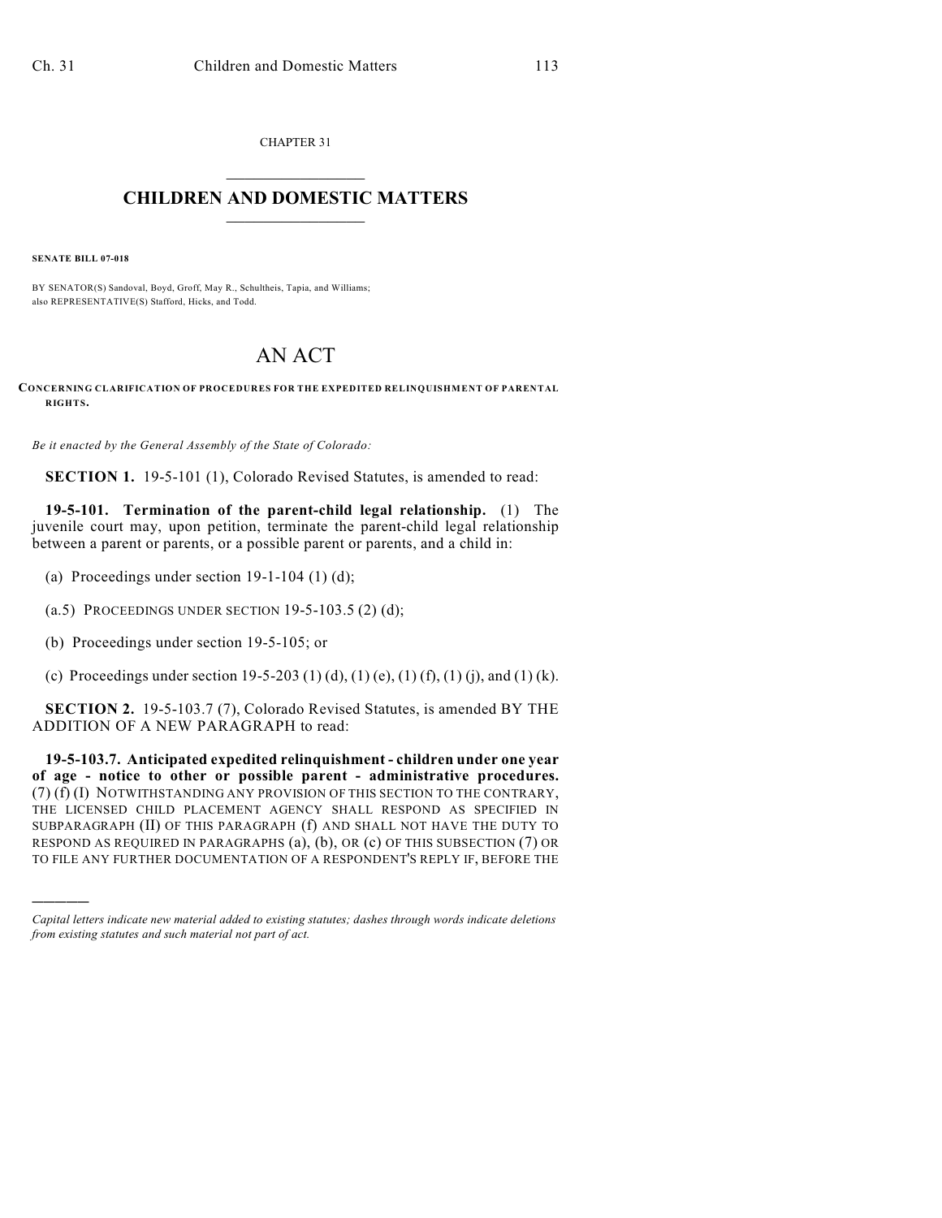CHAPTER 31

# CHILDREN AND DOMESTIC MATTERS

**SENATE BILL 07-018**

BY SENATOR(S) Sandoval, Boyd, Groff, May R., Schultheis, Tapia, and Williams;
also REPRESENTATIVE(S) Stafford, Hicks, and Todd.

# AN ACT

**CONCERNING CLARIFICATION OF PROCEDURES FOR THE EXPEDITED RELINQUISHMENT OF PARENTAL RIGHTS.**

*Be it enacted by the General Assembly of the State of Colorado:*

**SECTION 1.** 19-5-101 (1), Colorado Revised Statutes, is amended to read:

**19-5-101. Termination of the parent-child legal relationship.** (1) The juvenile court may, upon petition, terminate the parent-child legal relationship between a parent or parents, or a possible parent or parents, and a child in:

(a) Proceedings under section 19-1-104 (1) (d);

(a.5) PROCEEDINGS UNDER SECTION 19-5-103.5 (2) (d);

(b) Proceedings under section 19-5-105; or

(c) Proceedings under section 19-5-203 (1) (d), (1) (e), (1) (f), (1) (j), and (1) (k).

**SECTION 2.** 19-5-103.7 (7), Colorado Revised Statutes, is amended BY THE ADDITION OF A NEW PARAGRAPH to read:

**19-5-103.7. Anticipated expedited relinquishment - children under one year of age - notice to other or possible parent - administrative procedures.** (7) (f) (I) NOTWITHSTANDING ANY PROVISION OF THIS SECTION TO THE CONTRARY, THE LICENSED CHILD PLACEMENT AGENCY SHALL RESPOND AS SPECIFIED IN SUBPARAGRAPH (II) OF THIS PARAGRAPH (f) AND SHALL NOT HAVE THE DUTY TO RESPOND AS REQUIRED IN PARAGRAPHS (a), (b), OR (c) OF THIS SUBSECTION (7) OR TO FILE ANY FURTHER DOCUMENTATION OF A RESPONDENT'S REPLY IF, BEFORE THE

---

*Capital letters indicate new material added to existing statutes; dashes through words indicate deletions from existing statutes and such material not part of act.*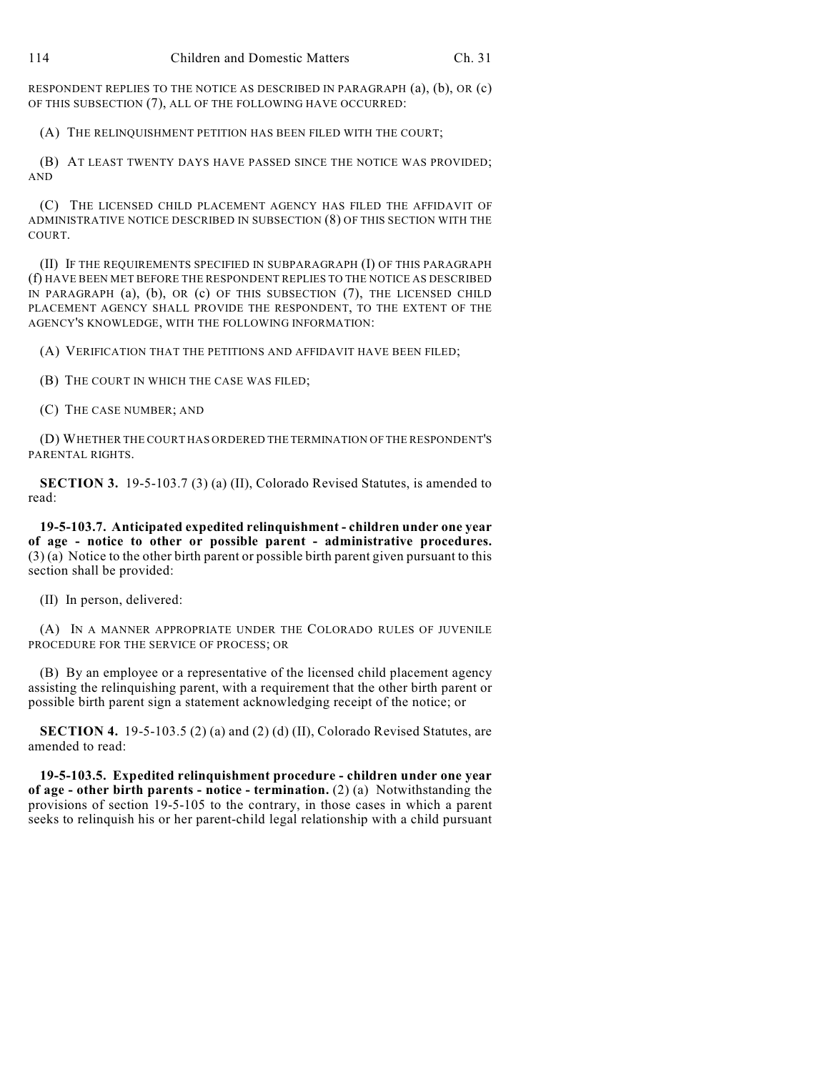RESPONDENT REPLIES TO THE NOTICE AS DESCRIBED IN PARAGRAPH (a), (b), OR (c) OF THIS SUBSECTION (7), ALL OF THE FOLLOWING HAVE OCCURRED:

(A) THE RELINQUISHMENT PETITION HAS BEEN FILED WITH THE COURT;

(B) AT LEAST TWENTY DAYS HAVE PASSED SINCE THE NOTICE WAS PROVIDED; AND

(C) THE LICENSED CHILD PLACEMENT AGENCY HAS FILED THE AFFIDAVIT OF ADMINISTRATIVE NOTICE DESCRIBED IN SUBSECTION (8) OF THIS SECTION WITH THE COURT.

(II) IF THE REQUIREMENTS SPECIFIED IN SUBPARAGRAPH (I) OF THIS PARAGRAPH (f) HAVE BEEN MET BEFORE THE RESPONDENT REPLIES TO THE NOTICE AS DESCRIBED IN PARAGRAPH (a), (b), OR (c) OF THIS SUBSECTION (7), THE LICENSED CHILD PLACEMENT AGENCY SHALL PROVIDE THE RESPONDENT, TO THE EXTENT OF THE AGENCY'S KNOWLEDGE, WITH THE FOLLOWING INFORMATION:

(A) VERIFICATION THAT THE PETITIONS AND AFFIDAVIT HAVE BEEN FILED;

(B) THE COURT IN WHICH THE CASE WAS FILED;

(C) THE CASE NUMBER; AND

(D) WHETHER THE COURT HAS ORDERED THE TERMINATION OF THE RESPONDENT'S PARENTAL RIGHTS.

**SECTION 3.** 19-5-103.7 (3) (a) (II), Colorado Revised Statutes, is amended to read:

**19-5-103.7. Anticipated expedited relinquishment - children under one year of age - notice to other or possible parent - administrative procedures.** (3) (a) Notice to the other birth parent or possible birth parent given pursuant to this section shall be provided:

(II) In person, delivered:

(A) IN A MANNER APPROPRIATE UNDER THE COLORADO RULES OF JUVENILE PROCEDURE FOR THE SERVICE OF PROCESS; OR

(B) By an employee or a representative of the licensed child placement agency assisting the relinquishing parent, with a requirement that the other birth parent or possible birth parent sign a statement acknowledging receipt of the notice; or

**SECTION 4.** 19-5-103.5 (2) (a) and (2) (d) (II), Colorado Revised Statutes, are amended to read:

**19-5-103.5. Expedited relinquishment procedure - children under one year of age - other birth parents - notice - termination.** (2) (a) Notwithstanding the provisions of section 19-5-105 to the contrary, in those cases in which a parent seeks to relinquish his or her parent-child legal relationship with a child pursuant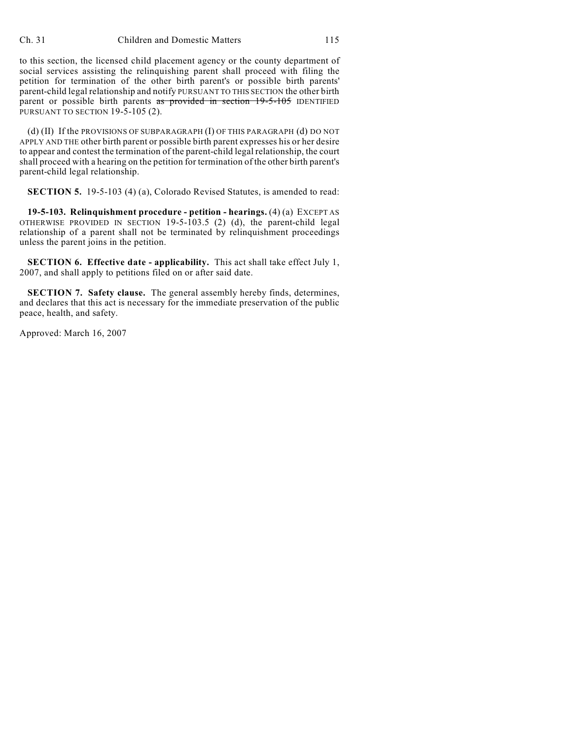to this section, the licensed child placement agency or the county department of social services assisting the relinquishing parent shall proceed with filing the petition for termination of the other birth parent's or possible birth parents' parent-child legal relationship and notify PURSUANT TO THIS SECTION the other birth parent or possible birth parents ~~as provided in section 19-5-105~~ IDENTIFIED PURSUANT TO SECTION 19-5-105 (2).

(d) (II) If the PROVISIONS OF SUBPARAGRAPH (I) OF THIS PARAGRAPH (d) DO NOT APPLY AND THE other birth parent or possible birth parent expresses his or her desire to appear and contest the termination of the parent-child legal relationship, the court shall proceed with a hearing on the petition for termination of the other birth parent's parent-child legal relationship.

**SECTION 5.** 19-5-103 (4) (a), Colorado Revised Statutes, is amended to read:

**19-5-103. Relinquishment procedure - petition - hearings.** (4) (a) EXCEPT AS OTHERWISE PROVIDED IN SECTION 19-5-103.5 (2) (d), the parent-child legal relationship of a parent shall not be terminated by relinquishment proceedings unless the parent joins in the petition.

**SECTION 6. Effective date - applicability.** This act shall take effect July 1, 2007, and shall apply to petitions filed on or after said date.

**SECTION 7. Safety clause.** The general assembly hereby finds, determines, and declares that this act is necessary for the immediate preservation of the public peace, health, and safety.

Approved: March 16, 2007